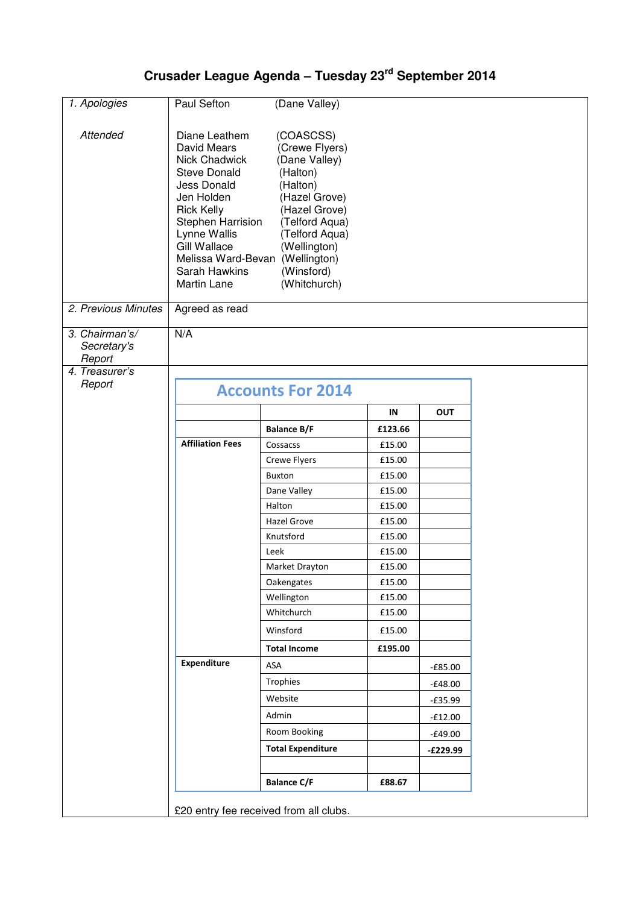# Crusader League Agenda – Tuesday 23rd September 2014

| | |
|---|---|
| *1. Apologies* | Paul Sefton (Dane Valley) |
| *Attended* | Diane Leathem (COASCSS)<br>David Mears (Crewe Flyers)<br>Nick Chadwick (Dane Valley)<br>Steve Donald (Halton)<br>Jess Donald (Halton)<br>Jen Holden (Hazel Grove)<br>Rick Kelly (Hazel Grove)<br>Stephen Harrision (Telford Aqua)<br>Lynne Wallis (Telford Aqua)<br>Gill Wallace (Wellington)<br>Melissa Ward-Bevan (Wellington)<br>Sarah Hawkins (Winsford)<br>Martin Lane (Whitchurch) |
| *2. Previous Minutes* | Agreed as read |
| *3. Chairman's/ Secretary's Report* | N/A |
| *4. Treasurer's Report* | See Accounts For 2014 below. |

## Accounts For 2014

| | | IN | OUT |
|---|---|---|---|
| | **Balance B/F** | **£123.66** | |
| **Affiliation Fees** | Cossacss | £15.00 | |
| | Crewe Flyers | £15.00 | |
| | Buxton | £15.00 | |
| | Dane Valley | £15.00 | |
| | Halton | £15.00 | |
| | Hazel Grove | £15.00 | |
| | Knutsford | £15.00 | |
| | Leek | £15.00 | |
| | Market Drayton | £15.00 | |
| | Oakengates | £15.00 | |
| | Wellington | £15.00 | |
| | Whitchurch | £15.00 | |
| | Winsford | £15.00 | |
| | **Total Income** | **£195.00** | |
| **Expenditure** | ASA | | -£85.00 |
| | Trophies | | -£48.00 |
| | Website | | -£35.99 |
| | Admin | | -£12.00 |
| | Room Booking | | -£49.00 |
| | **Total Expenditure** | | **-£229.99** |
| | | | |
| | **Balance C/F** | **£88.67** | |

£20 entry fee received from all clubs.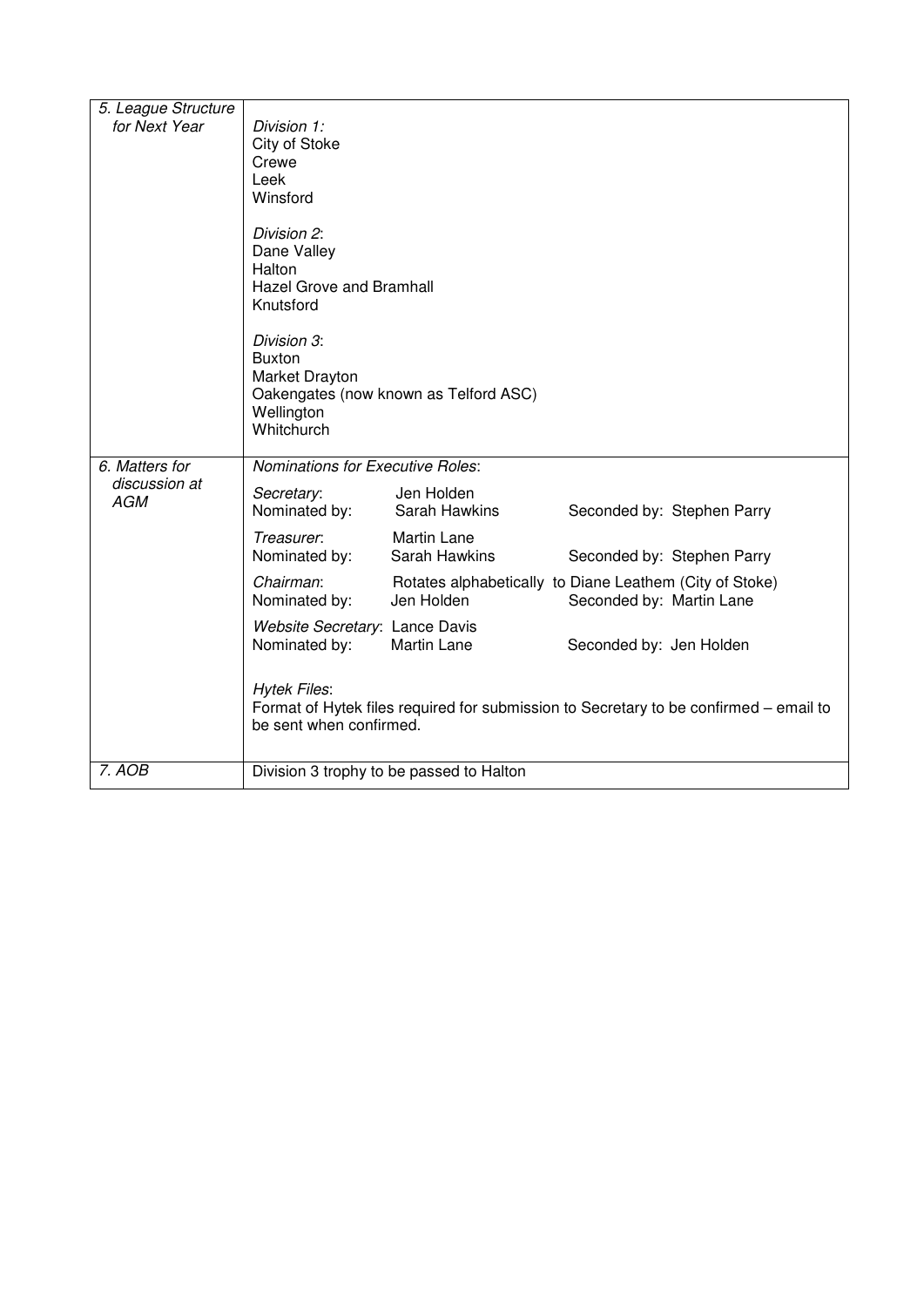| | |
|---|---|
| *5. League Structure for Next Year* | *Division 1:*<br>City of Stoke<br>Crewe<br>Leek<br>Winsford<br><br>*Division 2*:<br>Dane Valley<br>Halton<br>Hazel Grove and Bramhall<br>Knutsford<br><br>*Division 3*:<br>Buxton<br>Market Drayton<br>Oakengates (now known as Telford ASC)<br>Wellington<br>Whitchurch |
| *6. Matters for discussion at AGM* | *Nominations for Executive Roles*:<br><br>*Secretary*: Jen Holden<br>Nominated by: Sarah Hawkins Seconded by: Stephen Parry<br><br>*Treasurer*: Martin Lane<br>Nominated by: Sarah Hawkins Seconded by: Stephen Parry<br><br>*Chairman*: Rotates alphabetically to Diane Leathem (City of Stoke)<br>Nominated by: Jen Holden Seconded by: Martin Lane<br><br>*Website Secretary*: Lance Davis<br>Nominated by: Martin Lane Seconded by: Jen Holden<br><br>*Hytek Files*:<br>Format of Hytek files required for submission to Secretary to be confirmed – email to be sent when confirmed. |
| *7. AOB* | Division 3 trophy to be passed to Halton |